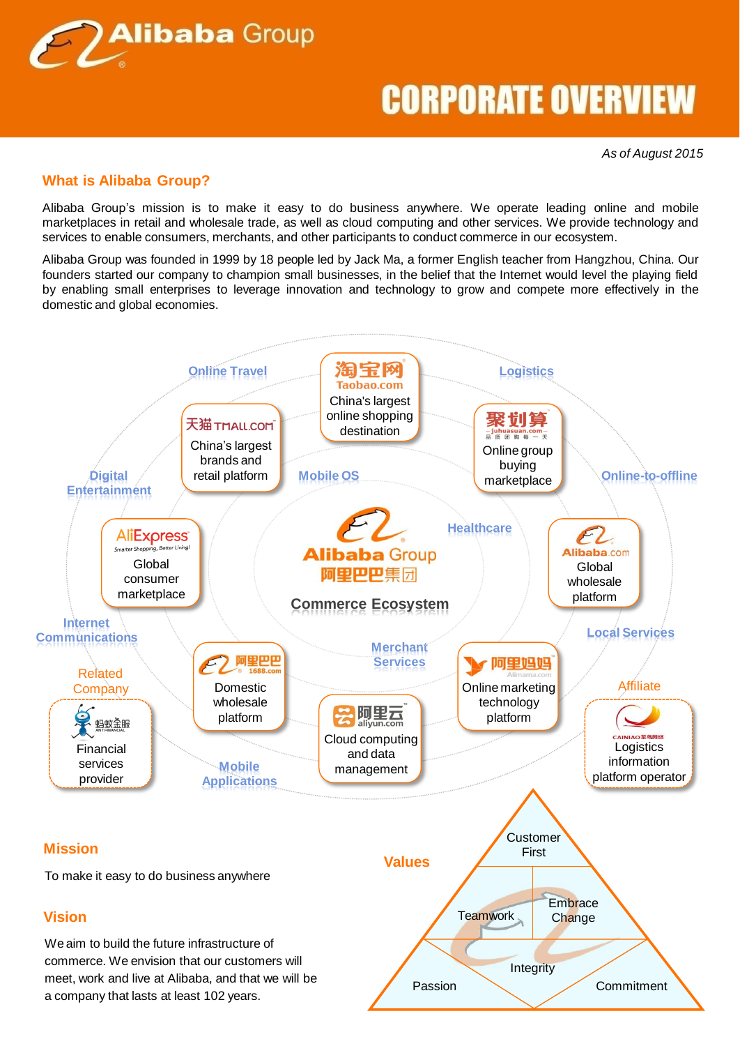# Alibaba Group

# CORPORATE OVERVIEW

*As of August 2015*

## What is Alibaba Group?

Alibaba Group's mission is to make it easy to do business anywhere. We operate leading online and mobile marketplaces in retail and wholesale trade, as well as cloud computing and other services. We provide technology and services to enable consumers, merchants, and other participants to conduct commerce in our ecosystem.

Alibaba Group was founded in 1999 by 18 people led by Jack Ma, a former English teacher from Hangzhou, China. Our founders started our company to champion small businesses, in the belief that the Internet would level the playing field by enabling small enterprises to leverage innovation and technology to grow and compete more effectively in the domestic and global economies.

**Alibaba Group 阿里巴巴集团 — Commerce Ecosystem**

- 淘宝网 Taobao.com — China's largest online shopping destination
- 天猫 TMALL.COM — China's largest brands and retail platform
- 聚划算 juhuasuan.com — Online group buying marketplace
- AliExpress (Smarter Shopping, Better Living!) — Global consumer marketplace
- Alibaba.com — Global wholesale platform
- 阿里巴巴 1688.com — Domestic wholesale platform
- 阿里云 aliyun.com — Cloud computing and data management
- 阿里妈妈 Alimama.com — Online marketing technology platform

Online Travel, Logistics, Digital Entertainment, Mobile OS, Online-to-offline, Healthcare, Internet Communications, Merchant Services, Local Services, Mobile Applications

Related Company: 蚂蚁金服 ANT FINANCIAL — Financial services provider

Affiliate: CAINIAO 菜鸟网络 — Logistics information platform operator

## Mission

To make it easy to do business anywhere

## Vision

We aim to build the future infrastructure of commerce. We envision that our customers will meet, work and live at Alibaba, and that we will be a company that lasts at least 102 years.

## Values

- Customer First
- Teamwork
- Embrace Change
- Integrity
- Passion
- Commitment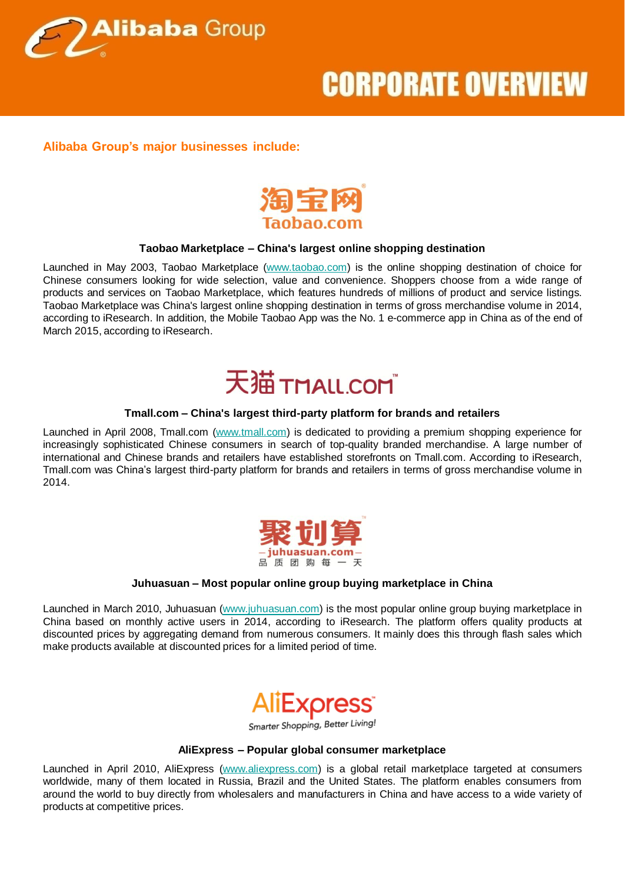# CORPORATE OVERVIEW

## Alibaba Group's major businesses include:

淘宝网
Taobao.com

### Taobao Marketplace – China's largest online shopping destination

Launched in May 2003, Taobao Marketplace (www.taobao.com) is the online shopping destination of choice for Chinese consumers looking for wide selection, value and convenience. Shoppers choose from a wide range of products and services on Taobao Marketplace, which features hundreds of millions of product and service listings. Taobao Marketplace was China's largest online shopping destination in terms of gross merchandise volume in 2014, according to iResearch. In addition, the Mobile Taobao App was the No. 1 e-commerce app in China as of the end of March 2015, according to iResearch.

天猫 TMALL.COM

### Tmall.com – China's largest third-party platform for brands and retailers

Launched in April 2008, Tmall.com (www.tmall.com) is dedicated to providing a premium shopping experience for increasingly sophisticated Chinese consumers in search of top-quality branded merchandise. A large number of international and Chinese brands and retailers have established storefronts on Tmall.com. According to iResearch, Tmall.com was China's largest third-party platform for brands and retailers in terms of gross merchandise volume in 2014.

聚划算
juhuasuan.com
品质团购每一天

### Juhuasuan – Most popular online group buying marketplace in China

Launched in March 2010, Juhuasuan (www.juhuasuan.com) is the most popular online group buying marketplace in China based on monthly active users in 2014, according to iResearch. The platform offers quality products at discounted prices by aggregating demand from numerous consumers. It mainly does this through flash sales which make products available at discounted prices for a limited period of time.

AliExpress
Smarter Shopping, Better Living!

### AliExpress – Popular global consumer marketplace

Launched in April 2010, AliExpress (www.aliexpress.com) is a global retail marketplace targeted at consumers worldwide, many of them located in Russia, Brazil and the United States. The platform enables consumers from around the world to buy directly from wholesalers and manufacturers in China and have access to a wide variety of products at competitive prices.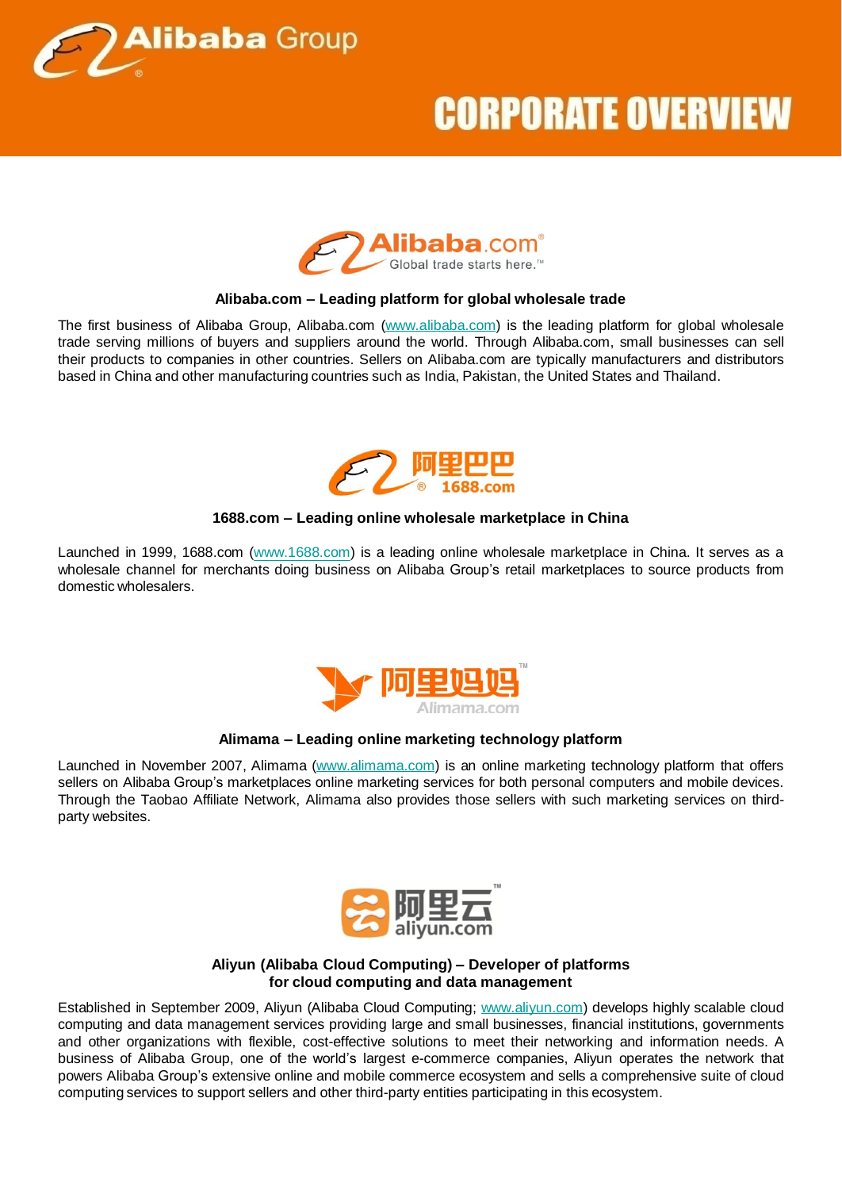# CORPORATE OVERVIEW

### Alibaba.com – Leading platform for global wholesale trade

The first business of Alibaba Group, Alibaba.com (www.alibaba.com) is the leading platform for global wholesale trade serving millions of buyers and suppliers around the world. Through Alibaba.com, small businesses can sell their products to companies in other countries. Sellers on Alibaba.com are typically manufacturers and distributors based in China and other manufacturing countries such as India, Pakistan, the United States and Thailand.

### 1688.com – Leading online wholesale marketplace in China

Launched in 1999, 1688.com (www.1688.com) is a leading online wholesale marketplace in China. It serves as a wholesale channel for merchants doing business on Alibaba Group's retail marketplaces to source products from domestic wholesalers.

### Alimama – Leading online marketing technology platform

Launched in November 2007, Alimama (www.alimama.com) is an online marketing technology platform that offers sellers on Alibaba Group's marketplaces online marketing services for both personal computers and mobile devices. Through the Taobao Affiliate Network, Alimama also provides those sellers with such marketing services on third-party websites.

### Aliyun (Alibaba Cloud Computing) – Developer of platforms for cloud computing and data management

Established in September 2009, Aliyun (Alibaba Cloud Computing; www.aliyun.com) develops highly scalable cloud computing and data management services providing large and small businesses, financial institutions, governments and other organizations with flexible, cost-effective solutions to meet their networking and information needs. A business of Alibaba Group, one of the world's largest e-commerce companies, Aliyun operates the network that powers Alibaba Group's extensive online and mobile commerce ecosystem and sells a comprehensive suite of cloud computing services to support sellers and other third-party entities participating in this ecosystem.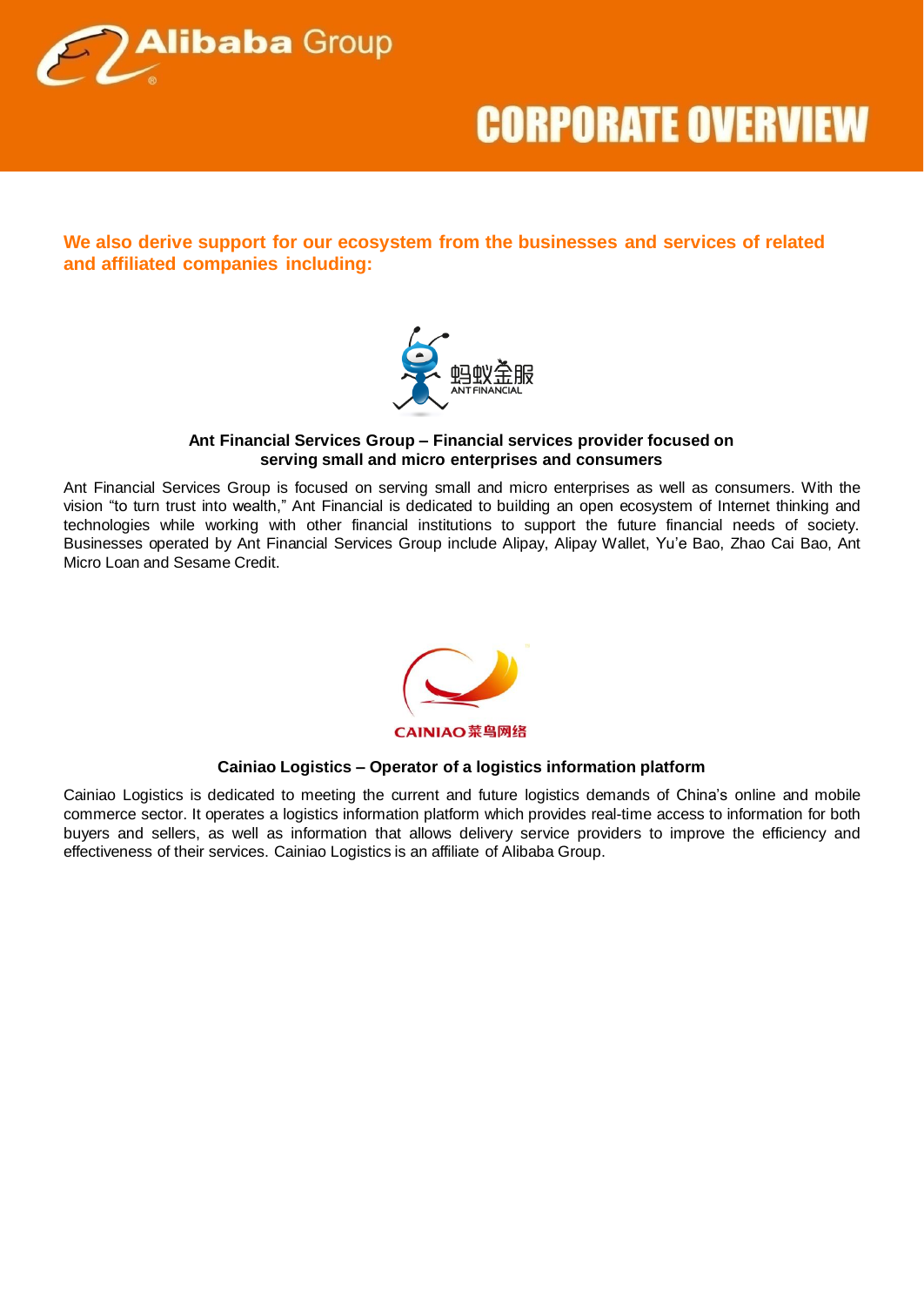We also derive support for our ecosystem from the businesses and services of related and affiliated companies including:

蚂蚁金服
ANT FINANCIAL

**Ant Financial Services Group – Financial services provider focused on serving small and micro enterprises and consumers**

Ant Financial Services Group is focused on serving small and micro enterprises as well as consumers. With the vision “to turn trust into wealth,” Ant Financial is dedicated to building an open ecosystem of Internet thinking and technologies while working with other financial institutions to support the future financial needs of society. Businesses operated by Ant Financial Services Group include Alipay, Alipay Wallet, Yu’e Bao, Zhao Cai Bao, Ant Micro Loan and Sesame Credit.

CAINIAO 菜鸟网络

**Cainiao Logistics – Operator of a logistics information platform**

Cainiao Logistics is dedicated to meeting the current and future logistics demands of China’s online and mobile commerce sector. It operates a logistics information platform which provides real-time access to information for both buyers and sellers, as well as information that allows delivery service providers to improve the efficiency and effectiveness of their services. Cainiao Logistics is an affiliate of Alibaba Group.